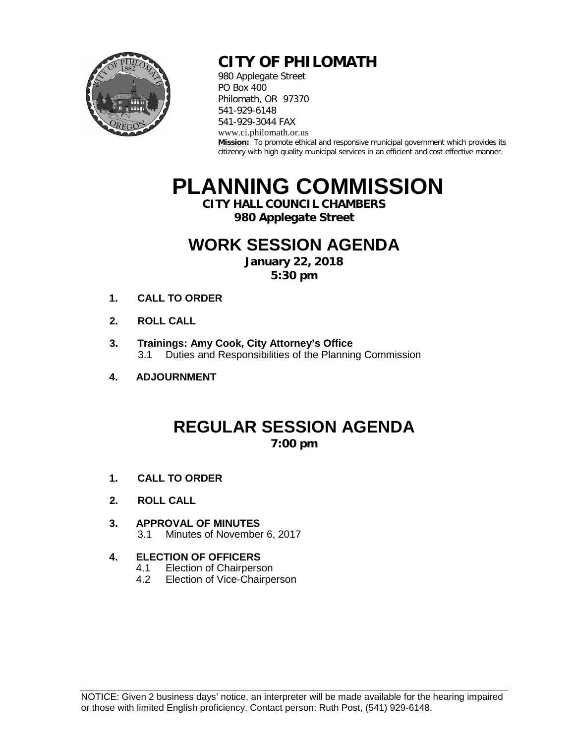# CITY OF PHILOMATH

980 Applegate Street
PO Box 400
Philomath, OR 97370
541-929-6148
541-929-3044 FAX
www.ci.philomath.or.us

**Mission:** To promote ethical and responsive municipal government which provides its citizenry with high quality municipal services in an efficient and cost effective manner.

# PLANNING COMMISSION

**CITY HALL COUNCIL CHAMBERS**
**980 Applegate Street**

## WORK SESSION AGENDA

**January 22, 2018**
**5:30 pm**

1. **CALL TO ORDER**
2. **ROLL CALL**
3. **Trainings: Amy Cook, City Attorney's Office**
   - 3.1 Duties and Responsibilities of the Planning Commission
4. **ADJOURNMENT**

## REGULAR SESSION AGENDA

**7:00 pm**

1. **CALL TO ORDER**
2. **ROLL CALL**
3. **APPROVAL OF MINUTES**
   - 3.1 Minutes of November 6, 2017
4. **ELECTION OF OFFICERS**
   - 4.1 Election of Chairperson
   - 4.2 Election of Vice-Chairperson

NOTICE: Given 2 business days' notice, an interpreter will be made available for the hearing impaired or those with limited English proficiency. Contact person: Ruth Post, (541) 929-6148.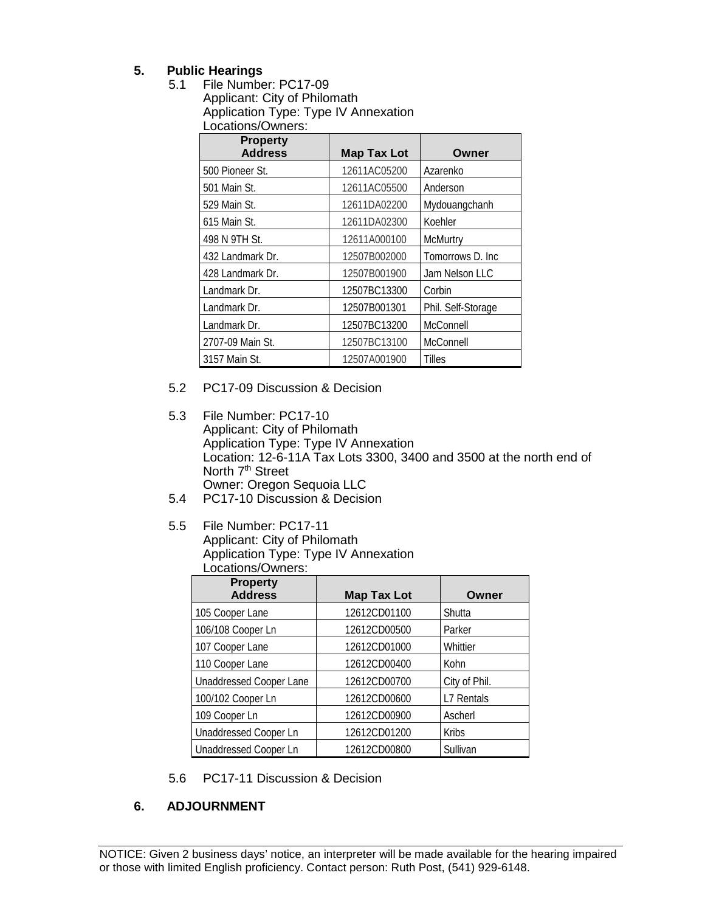## 5. Public Hearings

5.1 File Number: PC17-09
Applicant: City of Philomath
Application Type: Type IV Annexation
Locations/Owners:

| Property Address | Map Tax Lot | Owner |
|---|---|---|
| 500 Pioneer St. | 12611AC05200 | Azarenko |
| 501 Main St. | 12611AC05500 | Anderson |
| 529 Main St. | 12611DA02200 | Mydouangchanh |
| 615 Main St. | 12611DA02300 | Koehler |
| 498 N 9TH St. | 12611A000100 | McMurtry |
| 432 Landmark Dr. | 12507B002000 | Tomorrows D. Inc |
| 428 Landmark Dr. | 12507B001900 | Jam Nelson LLC |
| Landmark Dr. | 12507BC13300 | Corbin |
| Landmark Dr. | 12507B001301 | Phil. Self-Storage |
| Landmark Dr. | 12507BC13200 | McConnell |
| 2707-09 Main St. | 12507BC13100 | McConnell |
| 3157 Main St. | 12507A001900 | Tilles |

5.2 PC17-09 Discussion & Decision

5.3 File Number: PC17-10
Applicant: City of Philomath
Application Type: Type IV Annexation
Location: 12-6-11A Tax Lots 3300, 3400 and 3500 at the north end of North 7th Street
Owner: Oregon Sequoia LLC

5.4 PC17-10 Discussion & Decision

5.5 File Number: PC17-11
Applicant: City of Philomath
Application Type: Type IV Annexation
Locations/Owners:

| Property Address | Map Tax Lot | Owner |
|---|---|---|
| 105 Cooper Lane | 12612CD01100 | Shutta |
| 106/108 Cooper Ln | 12612CD00500 | Parker |
| 107 Cooper Lane | 12612CD01000 | Whittier |
| 110 Cooper Lane | 12612CD00400 | Kohn |
| Unaddressed Cooper Lane | 12612CD00700 | City of Phil. |
| 100/102 Cooper Ln | 12612CD00600 | L7 Rentals |
| 109 Cooper Ln | 12612CD00900 | Ascherl |
| Unaddressed Cooper Ln | 12612CD01200 | Kribs |
| Unaddressed Cooper Ln | 12612CD00800 | Sullivan |

5.6 PC17-11 Discussion & Decision

## 6. ADJOURNMENT

NOTICE: Given 2 business days' notice, an interpreter will be made available for the hearing impaired or those with limited English proficiency. Contact person: Ruth Post, (541) 929-6148.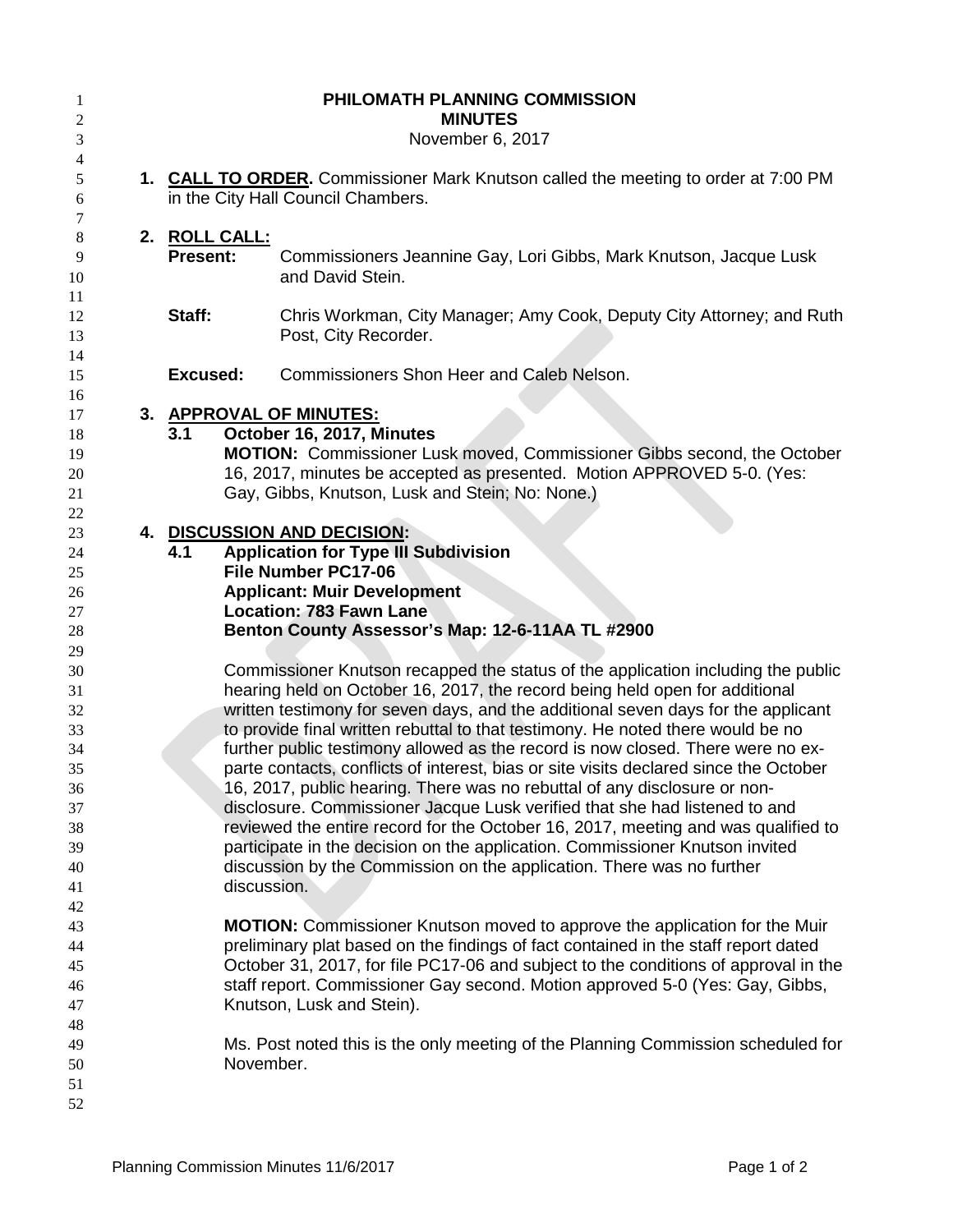# PHILOMATH PLANNING COMMISSION
## MINUTES
November 6, 2017

1. **CALL TO ORDER.** Commissioner Mark Knutson called the meeting to order at 7:00 PM in the City Hall Council Chambers.

2. **ROLL CALL:**

   **Present:** Commissioners Jeannine Gay, Lori Gibbs, Mark Knutson, Jacque Lusk and David Stein.

   **Staff:** Chris Workman, City Manager; Amy Cook, Deputy City Attorney; and Ruth Post, City Recorder.

   **Excused:** Commissioners Shon Heer and Caleb Nelson.

3. **APPROVAL OF MINUTES:**

   **3.1 October 16, 2017, Minutes**

   **MOTION:** Commissioner Lusk moved, Commissioner Gibbs second, the October 16, 2017, minutes be accepted as presented. Motion APPROVED 5-0. (Yes: Gay, Gibbs, Knutson, Lusk and Stein; No: None.)

4. **DISCUSSION AND DECISION:**

   **4.1 Application for Type III Subdivision**
   **File Number PC17-06**
   **Applicant: Muir Development**
   **Location: 783 Fawn Lane**
   **Benton County Assessor's Map: 12-6-11AA TL #2900**

   Commissioner Knutson recapped the status of the application including the public hearing held on October 16, 2017, the record being held open for additional written testimony for seven days, and the additional seven days for the applicant to provide final written rebuttal to that testimony. He noted there would be no further public testimony allowed as the record is now closed. There were no ex-parte contacts, conflicts of interest, bias or site visits declared since the October 16, 2017, public hearing. There was no rebuttal of any disclosure or non-disclosure. Commissioner Jacque Lusk verified that she had listened to and reviewed the entire record for the October 16, 2017, meeting and was qualified to participate in the decision on the application. Commissioner Knutson invited discussion by the Commission on the application. There was no further discussion.

   **MOTION:** Commissioner Knutson moved to approve the application for the Muir preliminary plat based on the findings of fact contained in the staff report dated October 31, 2017, for file PC17-06 and subject to the conditions of approval in the staff report. Commissioner Gay second. Motion approved 5-0 (Yes: Gay, Gibbs, Knutson, Lusk and Stein).

   Ms. Post noted this is the only meeting of the Planning Commission scheduled for November.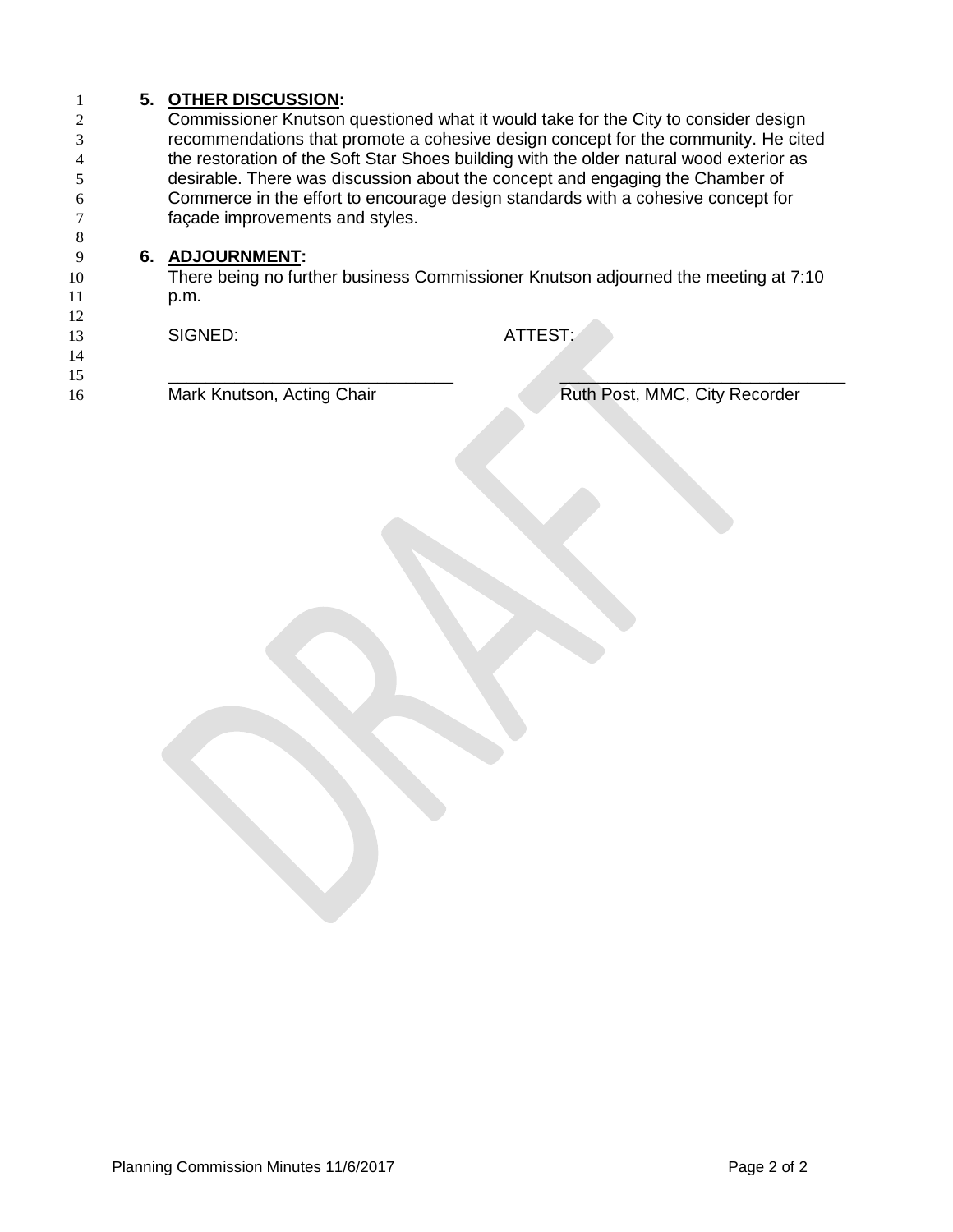**5. OTHER DISCUSSION:**

Commissioner Knutson questioned what it would take for the City to consider design recommendations that promote a cohesive design concept for the community. He cited the restoration of the Soft Star Shoes building with the older natural wood exterior as desirable. There was discussion about the concept and engaging the Chamber of Commerce in the effort to encourage design standards with a cohesive concept for façade improvements and styles.

**6. ADJOURNMENT:**

There being no further business Commissioner Knutson adjourned the meeting at 7:10 p.m.

| SIGNED: | ATTEST: |
|---|---|
| _______________________________ | _______________________________ |
| Mark Knutson, Acting Chair | Ruth Post, MMC, City Recorder |

DRAFT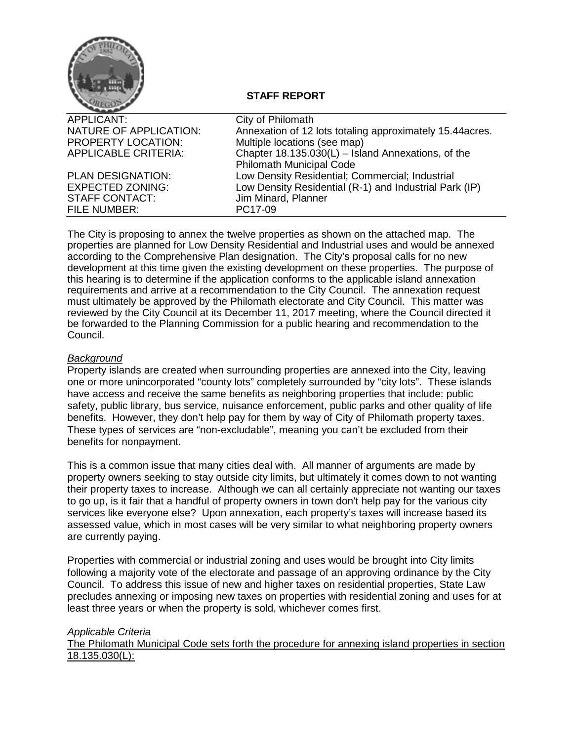## STAFF REPORT

| | |
|---|---|
| APPLICANT: | City of Philomath |
| NATURE OF APPLICATION: | Annexation of 12 lots totaling approximately 15.44acres. |
| PROPERTY LOCATION: | Multiple locations (see map) |
| APPLICABLE CRITERIA: | Chapter 18.135.030(L) – Island Annexations, of the Philomath Municipal Code |
| PLAN DESIGNATION: | Low Density Residential; Commercial; Industrial |
| EXPECTED ZONING: | Low Density Residential (R-1) and Industrial Park (IP) |
| STAFF CONTACT: | Jim Minard, Planner |
| FILE NUMBER: | PC17-09 |

The City is proposing to annex the twelve properties as shown on the attached map. The properties are planned for Low Density Residential and Industrial uses and would be annexed according to the Comprehensive Plan designation. The City's proposal calls for no new development at this time given the existing development on these properties. The purpose of this hearing is to determine if the application conforms to the applicable island annexation requirements and arrive at a recommendation to the City Council. The annexation request must ultimately be approved by the Philomath electorate and City Council. This matter was reviewed by the City Council at its December 11, 2017 meeting, where the Council directed it be forwarded to the Planning Commission for a public hearing and recommendation to the Council.

*Background*

Property islands are created when surrounding properties are annexed into the City, leaving one or more unincorporated "county lots" completely surrounded by "city lots". These islands have access and receive the same benefits as neighboring properties that include: public safety, public library, bus service, nuisance enforcement, public parks and other quality of life benefits. However, they don't help pay for them by way of City of Philomath property taxes. These types of services are "non-excludable", meaning you can't be excluded from their benefits for nonpayment.

This is a common issue that many cities deal with. All manner of arguments are made by property owners seeking to stay outside city limits, but ultimately it comes down to not wanting their property taxes to increase. Although we can all certainly appreciate not wanting our taxes to go up, is it fair that a handful of property owners in town don't help pay for the various city services like everyone else? Upon annexation, each property's taxes will increase based its assessed value, which in most cases will be very similar to what neighboring property owners are currently paying.

Properties with commercial or industrial zoning and uses would be brought into City limits following a majority vote of the electorate and passage of an approving ordinance by the City Council. To address this issue of new and higher taxes on residential properties, State Law precludes annexing or imposing new taxes on properties with residential zoning and uses for at least three years or when the property is sold, whichever comes first.

*Applicable Criteria*

The Philomath Municipal Code sets forth the procedure for annexing island properties in section 18.135.030(L):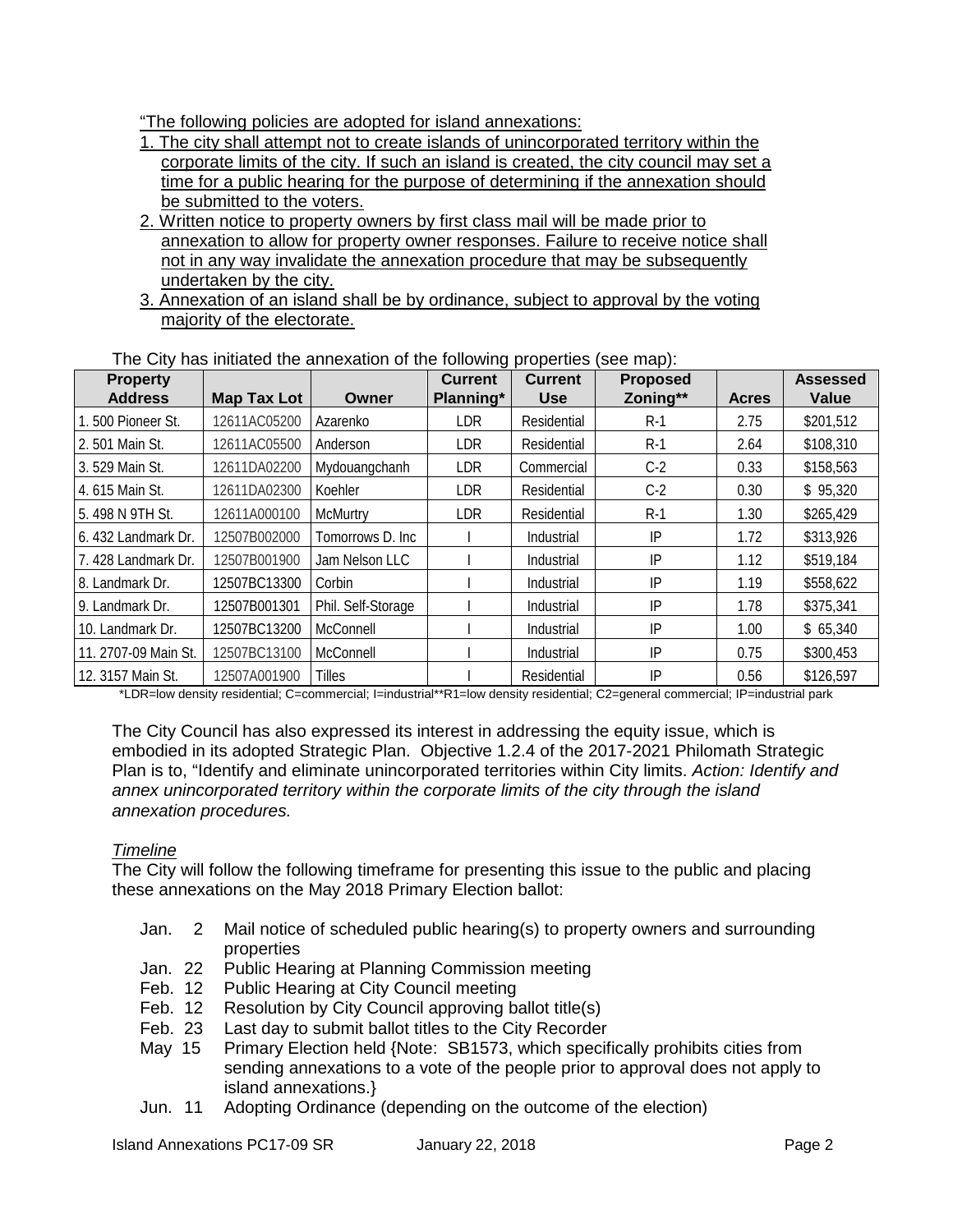"The following policies are adopted for island annexations:

1. The city shall attempt not to create islands of unincorporated territory within the corporate limits of the city. If such an island is created, the city council may set a time for a public hearing for the purpose of determining if the annexation should be submitted to the voters.
2. Written notice to property owners by first class mail will be made prior to annexation to allow for property owner responses. Failure to receive notice shall not in any way invalidate the annexation procedure that may be subsequently undertaken by the city.
3. Annexation of an island shall be by ordinance, subject to approval by the voting majority of the electorate.

The City has initiated the annexation of the following properties (see map):

| Property Address | Map Tax Lot | Owner | Current Planning* | Current Use | Proposed Zoning** | Acres | Assessed Value |
|---|---|---|---|---|---|---|---|
| 1. 500 Pioneer St. | 12611AC05200 | Azarenko | LDR | Residential | R-1 | 2.75 | $201,512 |
| 2. 501 Main St. | 12611AC05500 | Anderson | LDR | Residential | R-1 | 2.64 | $108,310 |
| 3. 529 Main St. | 12611DA02200 | Mydouangchanh | LDR | Commercial | C-2 | 0.33 | $158,563 |
| 4. 615 Main St. | 12611DA02300 | Koehler | LDR | Residential | C-2 | 0.30 | $ 95,320 |
| 5. 498 N 9TH St. | 12611A000100 | McMurtry | LDR | Residential | R-1 | 1.30 | $265,429 |
| 6. 432 Landmark Dr. | 12507B002000 | Tomorrows D. Inc | I | Industrial | IP | 1.72 | $313,926 |
| 7. 428 Landmark Dr. | 12507B001900 | Jam Nelson LLC | I | Industrial | IP | 1.12 | $519,184 |
| 8. Landmark Dr. | 12507BC13300 | Corbin | I | Industrial | IP | 1.19 | $558,622 |
| 9. Landmark Dr. | 12507B001301 | Phil. Self-Storage | I | Industrial | IP | 1.78 | $375,341 |
| 10. Landmark Dr. | 12507BC13200 | McConnell | I | Industrial | IP | 1.00 | $ 65,340 |
| 11. 2707-09 Main St. | 12507BC13100 | McConnell | I | Industrial | IP | 0.75 | $300,453 |
| 12. 3157 Main St. | 12507A001900 | Tilles | I | Residential | IP | 0.56 | $126,597 |

*LDR=low density residential; C=commercial; I=industrial**R1=low density residential; C2=general commercial; IP=industrial park

The City Council has also expressed its interest in addressing the equity issue, which is embodied in its adopted Strategic Plan. Objective 1.2.4 of the 2017-2021 Philomath Strategic Plan is to, "Identify and eliminate unincorporated territories within City limits. *Action: Identify and annex unincorporated territory within the corporate limits of the city through the island annexation procedures.*

*Timeline*

The City will follow the following timeframe for presenting this issue to the public and placing these annexations on the May 2018 Primary Election ballot:

- Jan. 2 Mail notice of scheduled public hearing(s) to property owners and surrounding properties
- Jan. 22 Public Hearing at Planning Commission meeting
- Feb. 12 Public Hearing at City Council meeting
- Feb. 12 Resolution by City Council approving ballot title(s)
- Feb. 23 Last day to submit ballot titles to the City Recorder
- May 15 Primary Election held {Note: SB1573, which specifically prohibits cities from sending annexations to a vote of the people prior to approval does not apply to island annexations.}
- Jun. 11 Adopting Ordinance (depending on the outcome of the election)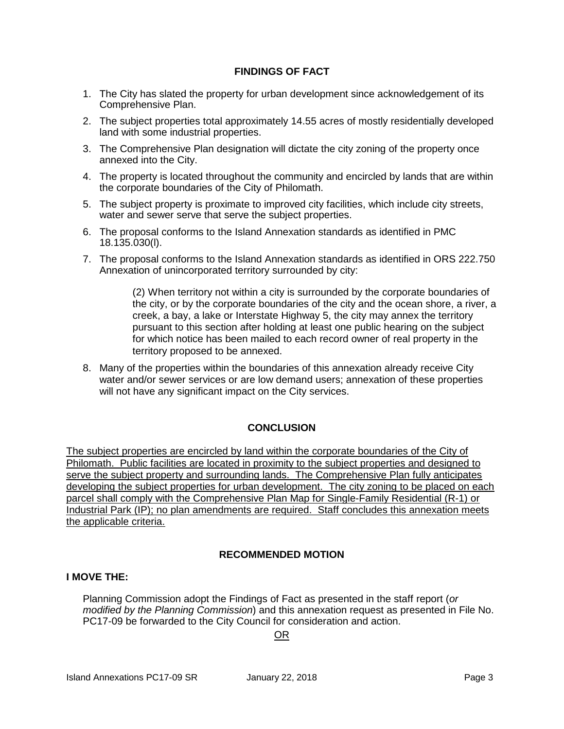## FINDINGS OF FACT

1. The City has slated the property for urban development since acknowledgement of its Comprehensive Plan.
2. The subject properties total approximately 14.55 acres of mostly residentially developed land with some industrial properties.
3. The Comprehensive Plan designation will dictate the city zoning of the property once annexed into the City.
4. The property is located throughout the community and encircled by lands that are within the corporate boundaries of the City of Philomath.
5. The subject property is proximate to improved city facilities, which include city streets, water and sewer serve that serve the subject properties.
6. The proposal conforms to the Island Annexation standards as identified in PMC 18.135.030(l).
7. The proposal conforms to the Island Annexation standards as identified in ORS 222.750 Annexation of unincorporated territory surrounded by city:

   > (2) When territory not within a city is surrounded by the corporate boundaries of the city, or by the corporate boundaries of the city and the ocean shore, a river, a creek, a bay, a lake or Interstate Highway 5, the city may annex the territory pursuant to this section after holding at least one public hearing on the subject for which notice has been mailed to each record owner of real property in the territory proposed to be annexed.

8. Many of the properties within the boundaries of this annexation already receive City water and/or sewer services or are low demand users; annexation of these properties will not have any significant impact on the City services.

## CONCLUSION

<u>The subject properties are encircled by land within the corporate boundaries of the City of Philomath. Public facilities are located in proximity to the subject properties and designed to serve the subject property and surrounding lands. The Comprehensive Plan fully anticipates developing the subject properties for urban development. The city zoning to be placed on each parcel shall comply with the Comprehensive Plan Map for Single-Family Residential (R-1) or Industrial Park (IP); no plan amendments are required. Staff concludes this annexation meets the applicable criteria.</u>

## RECOMMENDED MOTION

**I MOVE THE:**

Planning Commission adopt the Findings of Fact as presented in the staff report (*or modified by the Planning Commission*) and this annexation request as presented in File No. PC17-09 be forwarded to the City Council for consideration and action.

<u>OR</u>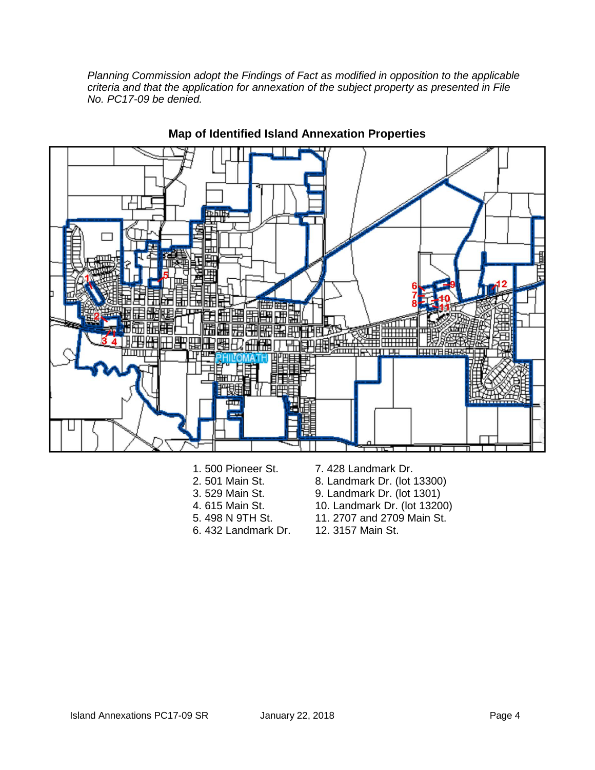*Planning Commission adopt the Findings of Fact as modified in opposition to the applicable criteria and that the application for annexation of the subject property as presented in File No. PC17-09 be denied.*

**Map of Identified Island Annexation Properties**

1. 500 Pioneer St.
2. 501 Main St.
3. 529 Main St.
4. 615 Main St.
5. 498 N 9TH St.
6. 432 Landmark Dr.
7. 428 Landmark Dr.
8. Landmark Dr. (lot 13300)
9. Landmark Dr. (lot 1301)
10. Landmark Dr. (lot 13200)
11. 2707 and 2709 Main St.
12. 3157 Main St.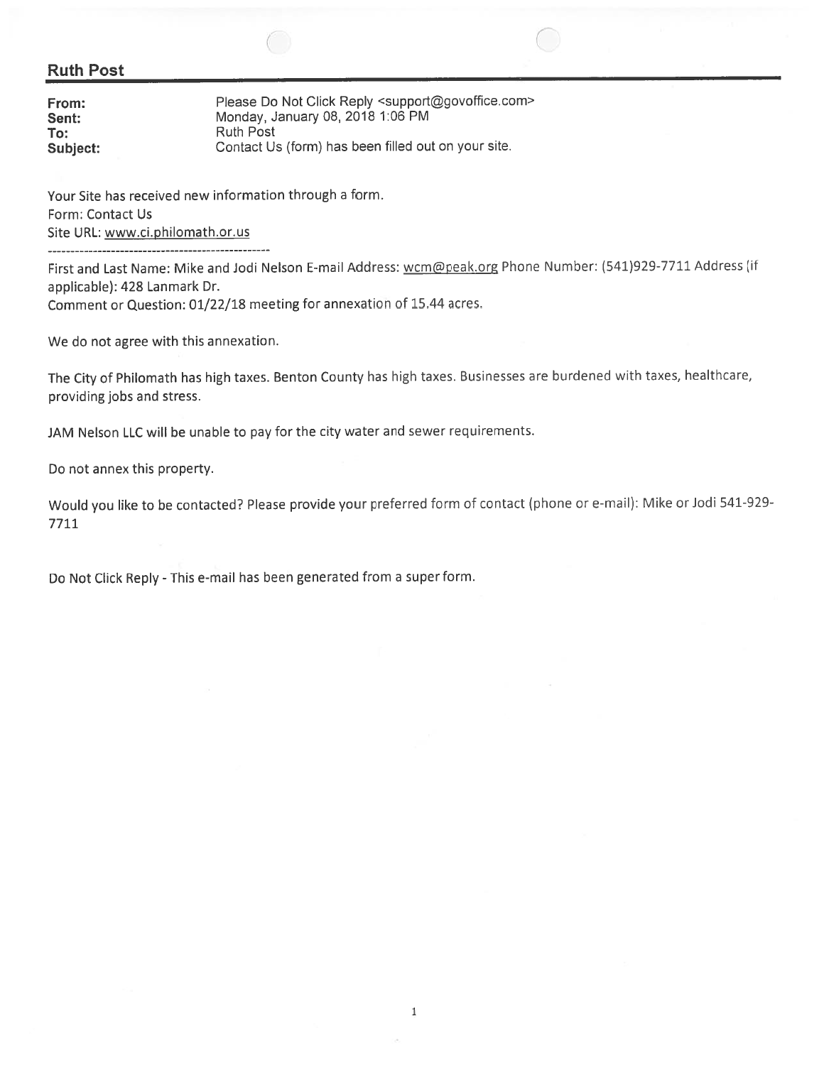## Ruth Post

| | |
|---|---|
| **From:** | Please Do Not Click Reply <support@govoffice.com> |
| **Sent:** | Monday, January 08, 2018 1:06 PM |
| **To:** | Ruth Post |
| **Subject:** | Contact Us (form) has been filled out on your site. |

Your Site has received new information through a form.
Form: Contact Us
Site URL: www.ci.philomath.or.us

---------------------------------------------------

First and Last Name: Mike and Jodi Nelson E-mail Address: wcm@peak.org Phone Number: (541)929-7711 Address (if applicable): 428 Lanmark Dr.
Comment or Question: 01/22/18 meeting for annexation of 15.44 acres.

We do not agree with this annexation.

The City of Philomath has high taxes. Benton County has high taxes. Businesses are burdened with taxes, healthcare, providing jobs and stress.

JAM Nelson LLC will be unable to pay for the city water and sewer requirements.

Do not annex this property.

Would you like to be contacted? Please provide your preferred form of contact (phone or e-mail): Mike or Jodi 541-929-7711

Do Not Click Reply - This e-mail has been generated from a super form.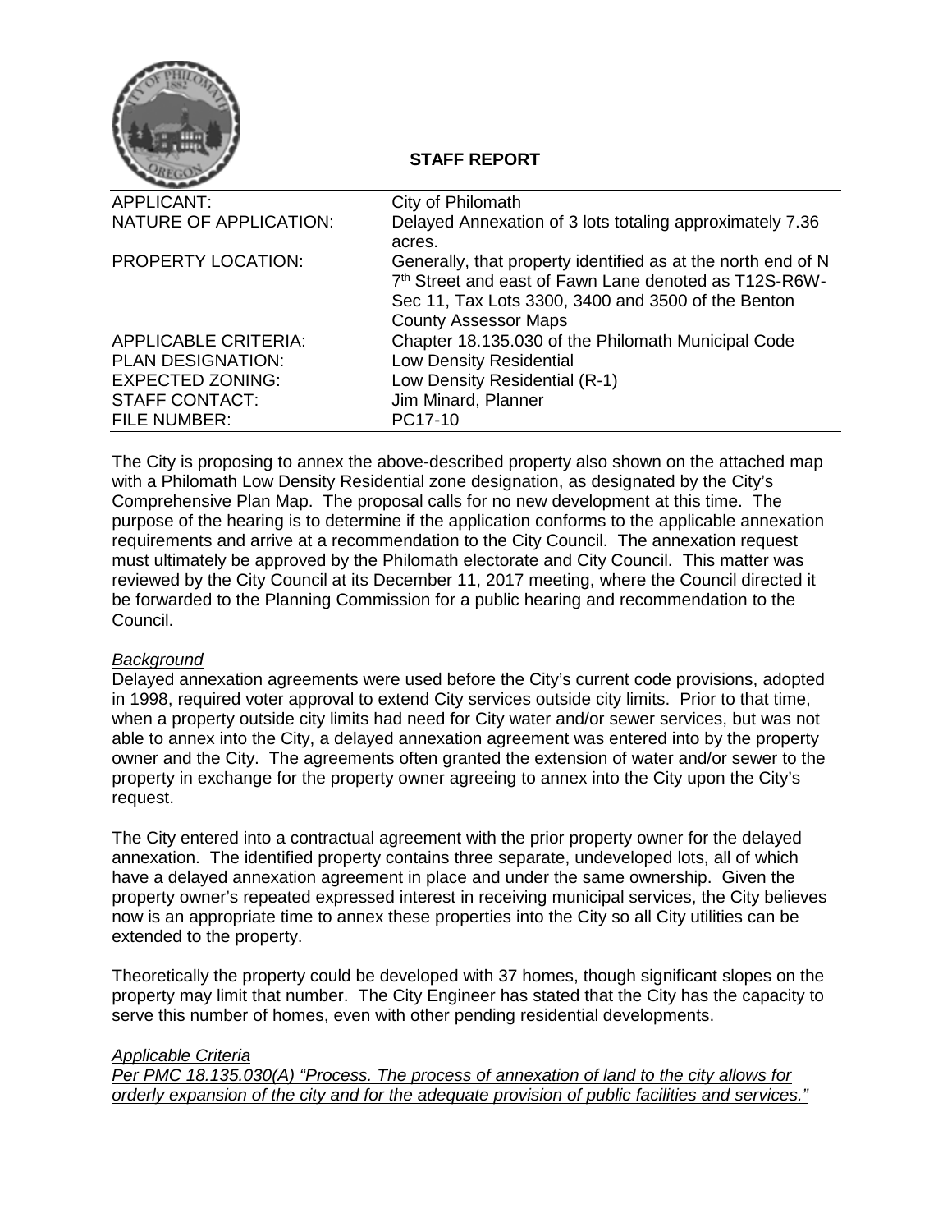## STAFF REPORT

| | |
|---|---|
| APPLICANT: | City of Philomath |
| NATURE OF APPLICATION: | Delayed Annexation of 3 lots totaling approximately 7.36 acres. |
| PROPERTY LOCATION: | Generally, that property identified as at the north end of N 7th Street and east of Fawn Lane denoted as T12S-R6W-Sec 11, Tax Lots 3300, 3400 and 3500 of the Benton County Assessor Maps |
| APPLICABLE CRITERIA: | Chapter 18.135.030 of the Philomath Municipal Code |
| PLAN DESIGNATION: | Low Density Residential |
| EXPECTED ZONING: | Low Density Residential (R-1) |
| STAFF CONTACT: | Jim Minard, Planner |
| FILE NUMBER: | PC17-10 |

The City is proposing to annex the above-described property also shown on the attached map with a Philomath Low Density Residential zone designation, as designated by the City's Comprehensive Plan Map. The proposal calls for no new development at this time. The purpose of the hearing is to determine if the application conforms to the applicable annexation requirements and arrive at a recommendation to the City Council. The annexation request must ultimately be approved by the Philomath electorate and City Council. This matter was reviewed by the City Council at its December 11, 2017 meeting, where the Council directed it be forwarded to the Planning Commission for a public hearing and recommendation to the Council.

*Background*

Delayed annexation agreements were used before the City's current code provisions, adopted in 1998, required voter approval to extend City services outside city limits. Prior to that time, when a property outside city limits had need for City water and/or sewer services, but was not able to annex into the City, a delayed annexation agreement was entered into by the property owner and the City. The agreements often granted the extension of water and/or sewer to the property in exchange for the property owner agreeing to annex into the City upon the City's request.

The City entered into a contractual agreement with the prior property owner for the delayed annexation. The identified property contains three separate, undeveloped lots, all of which have a delayed annexation agreement in place and under the same ownership. Given the property owner's repeated expressed interest in receiving municipal services, the City believes now is an appropriate time to annex these properties into the City so all City utilities can be extended to the property.

Theoretically the property could be developed with 37 homes, though significant slopes on the property may limit that number. The City Engineer has stated that the City has the capacity to serve this number of homes, even with other pending residential developments.

*Applicable Criteria*

*Per PMC 18.135.030(A) "Process. The process of annexation of land to the city allows for orderly expansion of the city and for the adequate provision of public facilities and services."*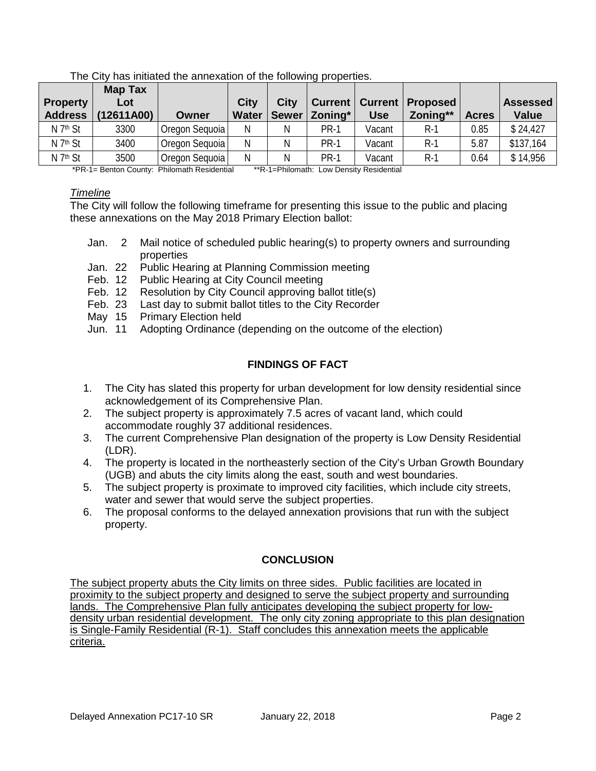The City has initiated the annexation of the following properties.

| Property Address | Map Tax Lot (12611A00) | Owner | City Water | City Sewer | Current Zoning* | Current Use | Proposed Zoning** | Acres | Assessed Value |
|---|---|---|---|---|---|---|---|---|---|
| N 7th St | 3300 | Oregon Sequoia | N | N | PR-1 | Vacant | R-1 | 0.85 | $ 24,427 |
| N 7th St | 3400 | Oregon Sequoia | N | N | PR-1 | Vacant | R-1 | 5.87 | $137,164 |
| N 7th St | 3500 | Oregon Sequoia | N | N | PR-1 | Vacant | R-1 | 0.64 | $ 14,956 |

*PR-1= Benton County: Philomath Residential **R-1=Philomath: Low Density Residential

*Timeline*

The City will follow the following timeframe for presenting this issue to the public and placing these annexations on the May 2018 Primary Election ballot:

- Jan. 2 Mail notice of scheduled public hearing(s) to property owners and surrounding properties
- Jan. 22 Public Hearing at Planning Commission meeting
- Feb. 12 Public Hearing at City Council meeting
- Feb. 12 Resolution by City Council approving ballot title(s)
- Feb. 23 Last day to submit ballot titles to the City Recorder
- May 15 Primary Election held
- Jun. 11 Adopting Ordinance (depending on the outcome of the election)

## FINDINGS OF FACT

1. The City has slated this property for urban development for low density residential since acknowledgement of its Comprehensive Plan.
2. The subject property is approximately 7.5 acres of vacant land, which could accommodate roughly 37 additional residences.
3. The current Comprehensive Plan designation of the property is Low Density Residential (LDR).
4. The property is located in the northeasterly section of the City's Urban Growth Boundary (UGB) and abuts the city limits along the east, south and west boundaries.
5. The subject property is proximate to improved city facilities, which include city streets, water and sewer that would serve the subject properties.
6. The proposal conforms to the delayed annexation provisions that run with the subject property.

## CONCLUSION

The subject property abuts the City limits on three sides. Public facilities are located in proximity to the subject property and designed to serve the subject property and surrounding lands. The Comprehensive Plan fully anticipates developing the subject property for low-density urban residential development. The only city zoning appropriate to this plan designation is Single-Family Residential (R-1). Staff concludes this annexation meets the applicable criteria.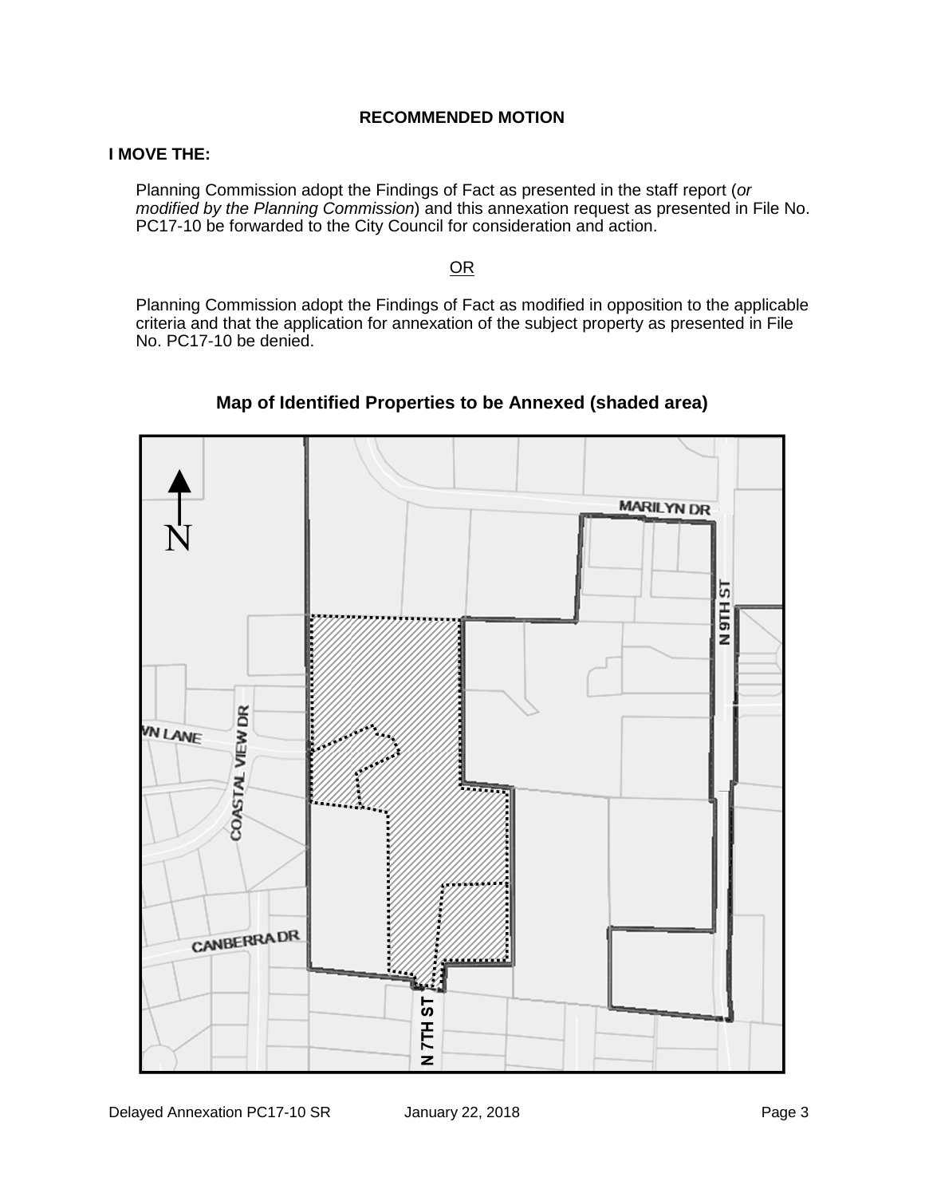**RECOMMENDED MOTION**

**I MOVE THE:**

Planning Commission adopt the Findings of Fact as presented in the staff report (*or modified by the Planning Commission*) and this annexation request as presented in File No. PC17-10 be forwarded to the City Council for consideration and action.

OR

Planning Commission adopt the Findings of Fact as modified in opposition to the applicable criteria and that the application for annexation of the subject property as presented in File No. PC17-10 be denied.

**Map of Identified Properties to be Annexed (shaded area)**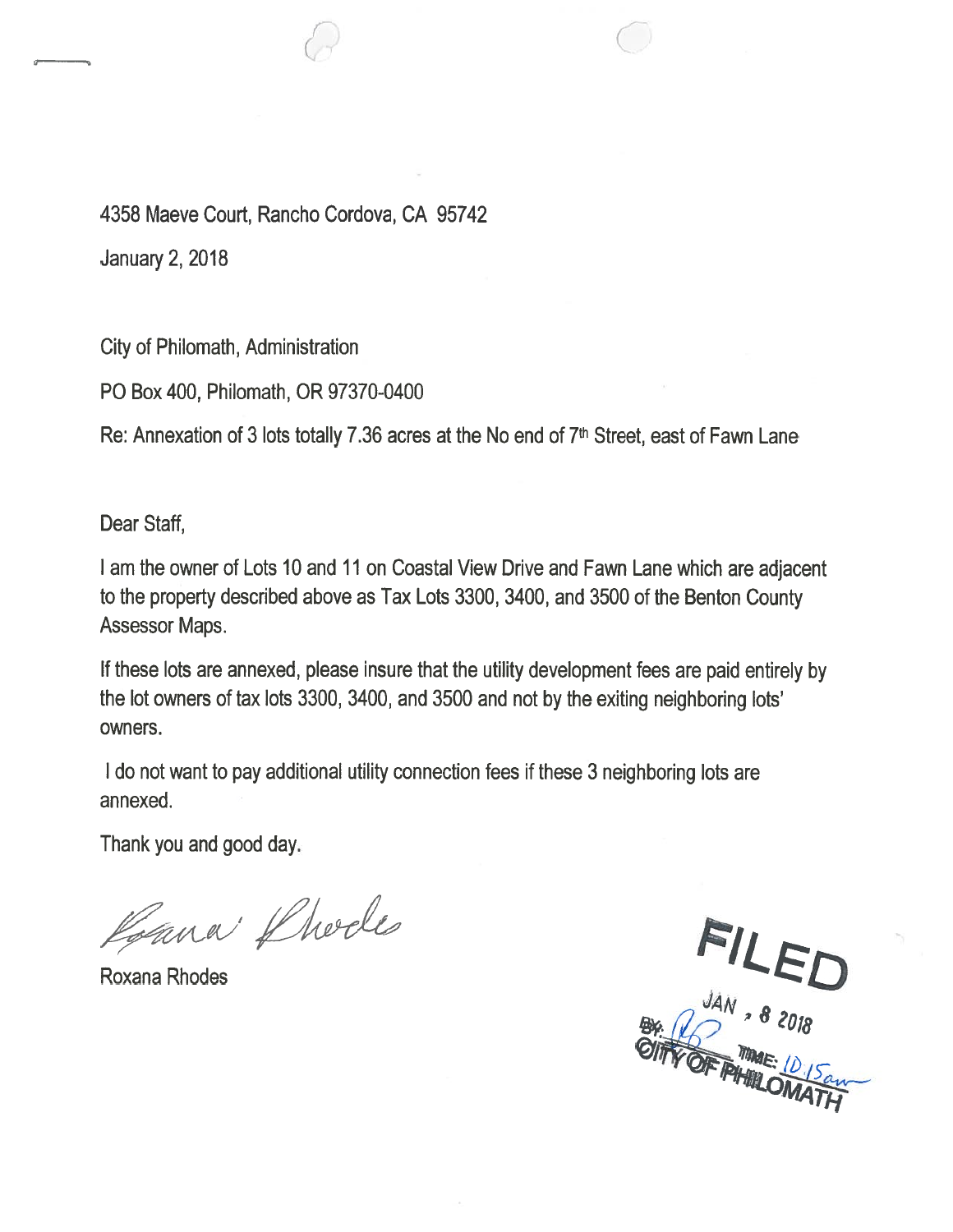4358 Maeve Court, Rancho Cordova, CA 95742

January 2, 2018

City of Philomath, Administration

PO Box 400, Philomath, OR 97370-0400

Re: Annexation of 3 lots totally 7.36 acres at the No end of 7th Street, east of Fawn Lane

Dear Staff,

I am the owner of Lots 10 and 11 on Coastal View Drive and Fawn Lane which are adjacent to the property described above as Tax Lots 3300, 3400, and 3500 of the Benton County Assessor Maps.

If these lots are annexed, please insure that the utility development fees are paid entirely by the lot owners of tax lots 3300, 3400, and 3500 and not by the exiting neighboring lots' owners.

I do not want to pay additional utility connection fees if these 3 neighboring lots are annexed.

Thank you and good day.

Roxana Rhodes

Roxana Rhodes

FILED
JAN 8 2018
BY: RR TIME: 10:15am
CITY OF PHILOMATH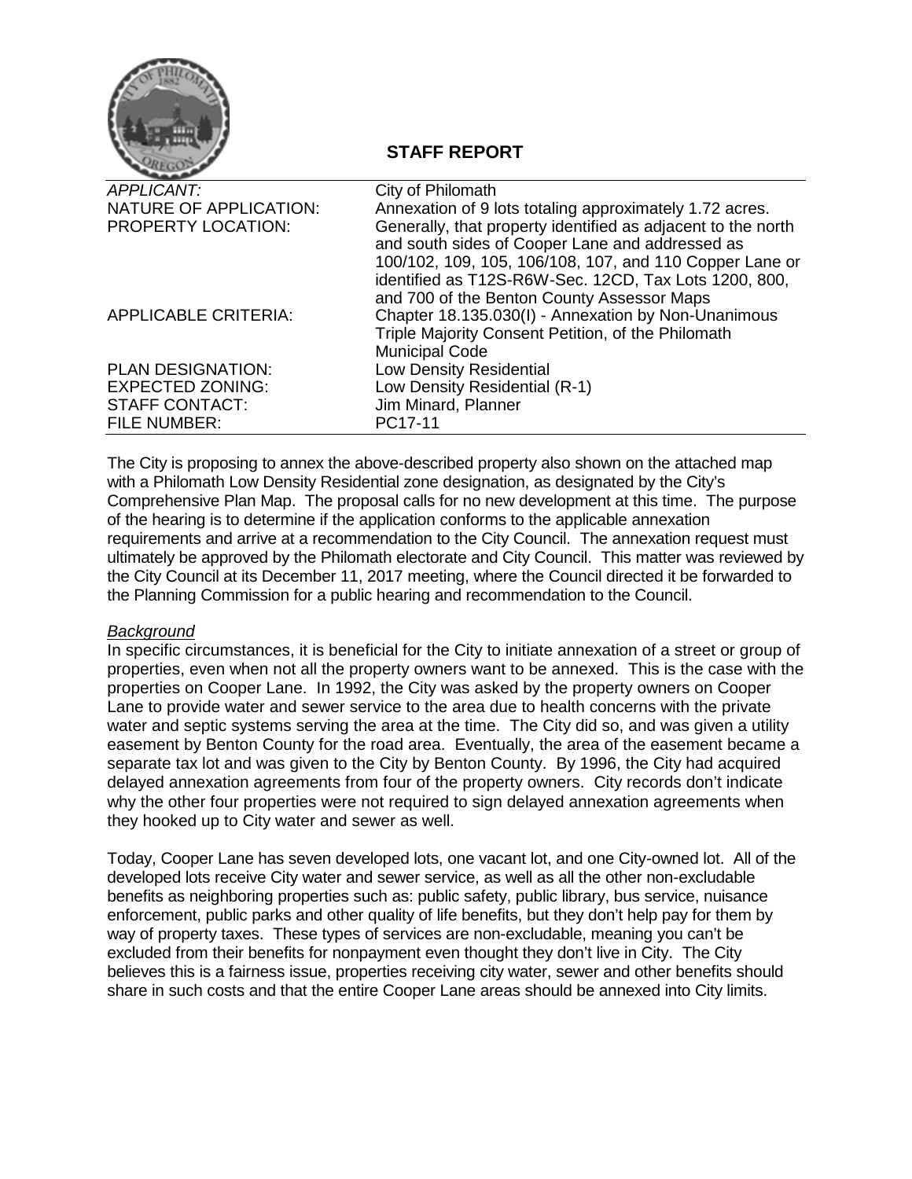# STAFF REPORT

| | |
|---|---|
| *APPLICANT:* | City of Philomath |
| NATURE OF APPLICATION: | Annexation of 9 lots totaling approximately 1.72 acres. |
| PROPERTY LOCATION: | Generally, that property identified as adjacent to the north and south sides of Cooper Lane and addressed as 100/102, 109, 105, 106/108, 107, and 110 Copper Lane or identified as T12S-R6W-Sec. 12CD, Tax Lots 1200, 800, and 700 of the Benton County Assessor Maps |
| APPLICABLE CRITERIA: | Chapter 18.135.030(I) - Annexation by Non-Unanimous Triple Majority Consent Petition, of the Philomath Municipal Code |
| PLAN DESIGNATION: | Low Density Residential |
| EXPECTED ZONING: | Low Density Residential (R-1) |
| STAFF CONTACT: | Jim Minard, Planner |
| FILE NUMBER: | PC17-11 |

The City is proposing to annex the above-described property also shown on the attached map with a Philomath Low Density Residential zone designation, as designated by the City's Comprehensive Plan Map. The proposal calls for no new development at this time. The purpose of the hearing is to determine if the application conforms to the applicable annexation requirements and arrive at a recommendation to the City Council. The annexation request must ultimately be approved by the Philomath electorate and City Council. This matter was reviewed by the City Council at its December 11, 2017 meeting, where the Council directed it be forwarded to the Planning Commission for a public hearing and recommendation to the Council.

*Background*

In specific circumstances, it is beneficial for the City to initiate annexation of a street or group of properties, even when not all the property owners want to be annexed. This is the case with the properties on Cooper Lane. In 1992, the City was asked by the property owners on Cooper Lane to provide water and sewer service to the area due to health concerns with the private water and septic systems serving the area at the time. The City did so, and was given a utility easement by Benton County for the road area. Eventually, the area of the easement became a separate tax lot and was given to the City by Benton County. By 1996, the City had acquired delayed annexation agreements from four of the property owners. City records don't indicate why the other four properties were not required to sign delayed annexation agreements when they hooked up to City water and sewer as well.

Today, Cooper Lane has seven developed lots, one vacant lot, and one City-owned lot. All of the developed lots receive City water and sewer service, as well as all the other non-excludable benefits as neighboring properties such as: public safety, public library, bus service, nuisance enforcement, public parks and other quality of life benefits, but they don't help pay for them by way of property taxes. These types of services are non-excludable, meaning you can't be excluded from their benefits for nonpayment even thought they don't live in City. The City believes this is a fairness issue, properties receiving city water, sewer and other benefits should share in such costs and that the entire Cooper Lane areas should be annexed into City limits.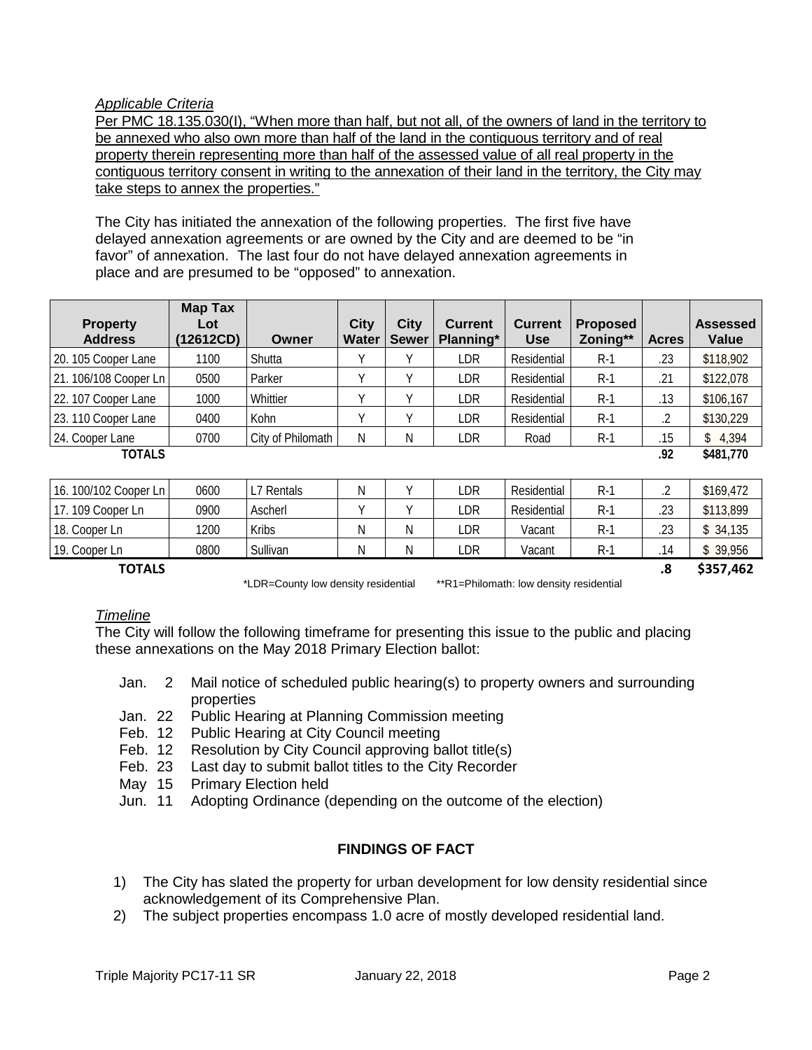*Applicable Criteria*

Per PMC 18.135.030(I), "When more than half, but not all, of the owners of land in the territory to be annexed who also own more than half of the land in the contiguous territory and of real property therein representing more than half of the assessed value of all real property in the contiguous territory consent in writing to the annexation of their land in the territory, the City may take steps to annex the properties."

The City has initiated the annexation of the following properties. The first five have delayed annexation agreements or are owned by the City and are deemed to be "in favor" of annexation. The last four do not have delayed annexation agreements in place and are presumed to be "opposed" to annexation.

| Property Address | Map Tax Lot (12612CD) | Owner | City Water | City Sewer | Current Planning* | Current Use | Proposed Zoning** | Acres | Assessed Value |
|---|---|---|---|---|---|---|---|---|---|
| 20. 105 Cooper Lane | 1100 | Shutta | Y | Y | LDR | Residential | R-1 | .23 | $118,902 |
| 21. 106/108 Cooper Ln | 0500 | Parker | Y | Y | LDR | Residential | R-1 | .21 | $122,078 |
| 22. 107 Cooper Lane | 1000 | Whittier | Y | Y | LDR | Residential | R-1 | .13 | $106,167 |
| 23. 110 Cooper Lane | 0400 | Kohn | Y | Y | LDR | Residential | R-1 | .2 | $130,229 |
| 24. Cooper Lane | 0700 | City of Philomath | N | N | LDR | Road | R-1 | .15 | $ 4,394 |
| **TOTALS** | | | | | | | | **.92** | **$481,770** |

| Property Address | Map Tax Lot (12612CD) | Owner | City Water | City Sewer | Current Planning* | Current Use | Proposed Zoning** | Acres | Assessed Value |
|---|---|---|---|---|---|---|---|---|---|
| 16. 100/102 Cooper Ln | 0600 | L7 Rentals | N | Y | LDR | Residential | R-1 | .2 | $169,472 |
| 17. 109 Cooper Ln | 0900 | Ascherl | Y | Y | LDR | Residential | R-1 | .23 | $113,899 |
| 18. Cooper Ln | 1200 | Kribs | N | N | LDR | Vacant | R-1 | .23 | $ 34,135 |
| 19. Cooper Ln | 0800 | Sullivan | N | N | LDR | Vacant | R-1 | .14 | $ 39,956 |
| **TOTALS** | | | | | | | | **.8** | **$357,462** |

*LDR=County low density residential **R1=Philomath: low density residential

*Timeline*

The City will follow the following timeframe for presenting this issue to the public and placing these annexations on the May 2018 Primary Election ballot:

- Jan. 2 Mail notice of scheduled public hearing(s) to property owners and surrounding properties
- Jan. 22 Public Hearing at Planning Commission meeting
- Feb. 12 Public Hearing at City Council meeting
- Feb. 12 Resolution by City Council approving ballot title(s)
- Feb. 23 Last day to submit ballot titles to the City Recorder
- May 15 Primary Election held
- Jun. 11 Adopting Ordinance (depending on the outcome of the election)

## FINDINGS OF FACT

1) The City has slated the property for urban development for low density residential since acknowledgement of its Comprehensive Plan.
2) The subject properties encompass 1.0 acre of mostly developed residential land.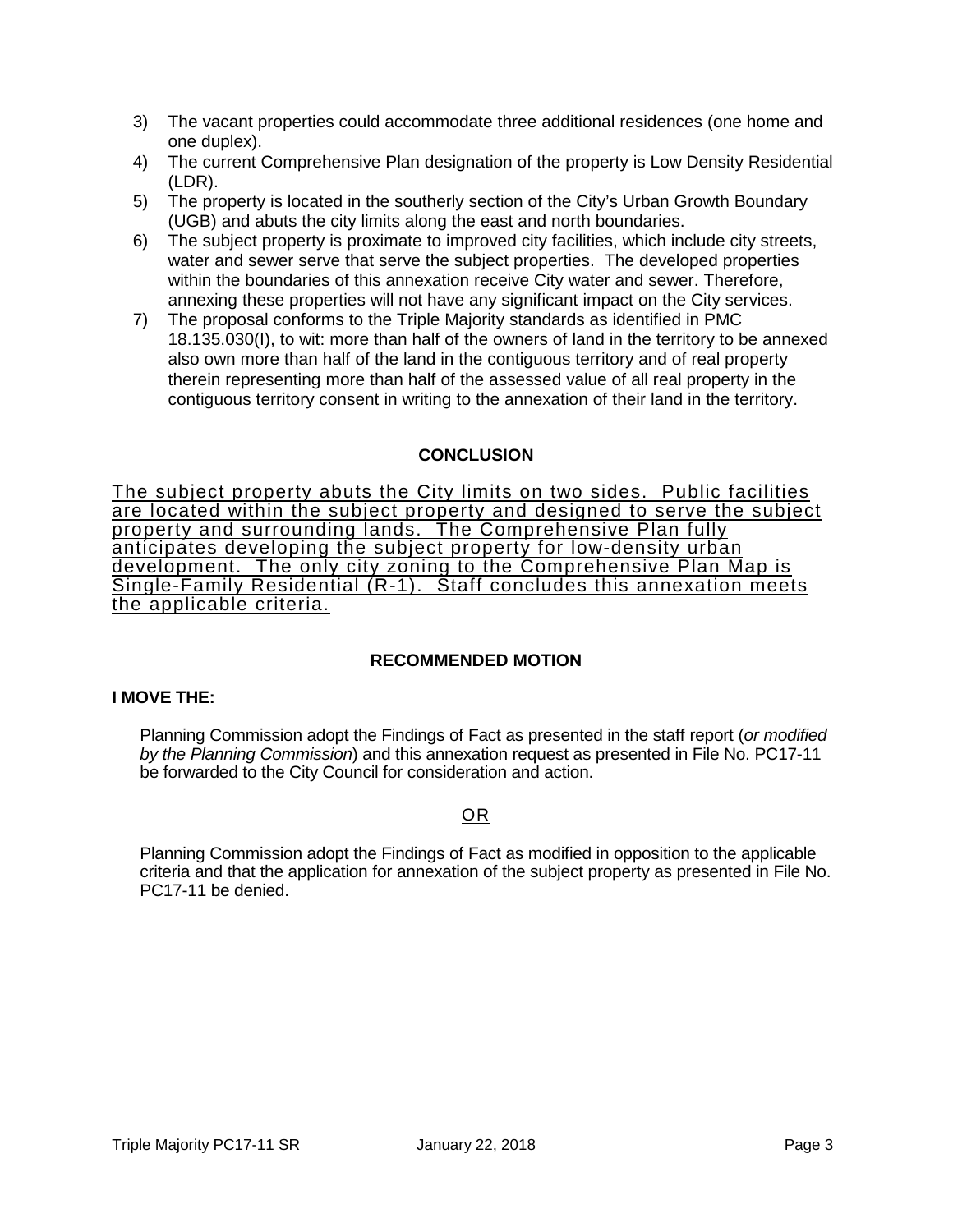3) The vacant properties could accommodate three additional residences (one home and one duplex).
4) The current Comprehensive Plan designation of the property is Low Density Residential (LDR).
5) The property is located in the southerly section of the City's Urban Growth Boundary (UGB) and abuts the city limits along the east and north boundaries.
6) The subject property is proximate to improved city facilities, which include city streets, water and sewer serve that serve the subject properties. The developed properties within the boundaries of this annexation receive City water and sewer. Therefore, annexing these properties will not have any significant impact on the City services.
7) The proposal conforms to the Triple Majority standards as identified in PMC 18.135.030(I), to wit: more than half of the owners of land in the territory to be annexed also own more than half of the land in the contiguous territory and of real property therein representing more than half of the assessed value of all real property in the contiguous territory consent in writing to the annexation of their land in the territory.

## CONCLUSION

<u>The subject property abuts the City limits on two sides. Public facilities are located within the subject property and designed to serve the subject property and surrounding lands. The Comprehensive Plan fully anticipates developing the subject property for low-density urban development. The only city zoning to the Comprehensive Plan Map is Single-Family Residential (R-1). Staff concludes this annexation meets the applicable criteria.</u>

## RECOMMENDED MOTION

**I MOVE THE:**

Planning Commission adopt the Findings of Fact as presented in the staff report (*or modified by the Planning Commission*) and this annexation request as presented in File No. PC17-11 be forwarded to the City Council for consideration and action.

<u>OR</u>

Planning Commission adopt the Findings of Fact as modified in opposition to the applicable criteria and that the application for annexation of the subject property as presented in File No. PC17-11 be denied.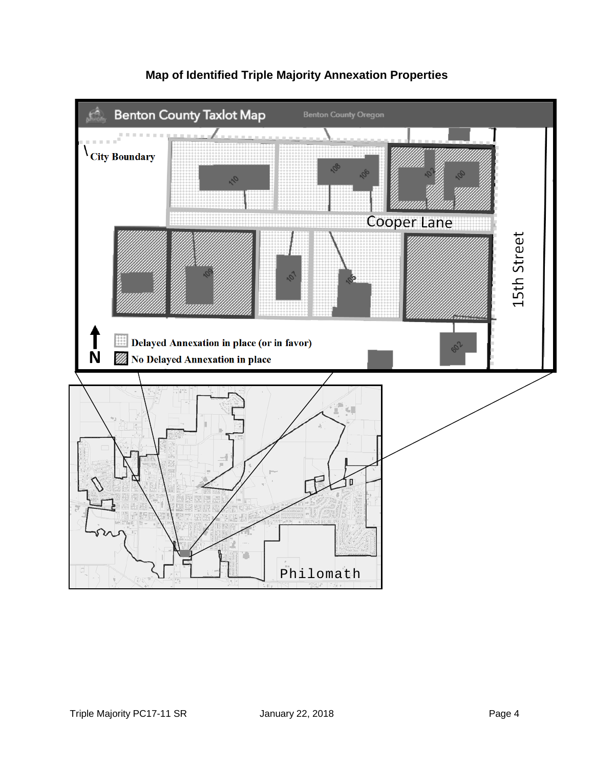**Map of Identified Triple Majority Annexation Properties**

Benton County Taxlot Map

Benton County Oregon

City Boundary

110

108

106

102

100

Cooper Lane

109

107

105

15th Street

602

N

Delayed Annexation in place (or in favor)

No Delayed Annexation in place

Philomath